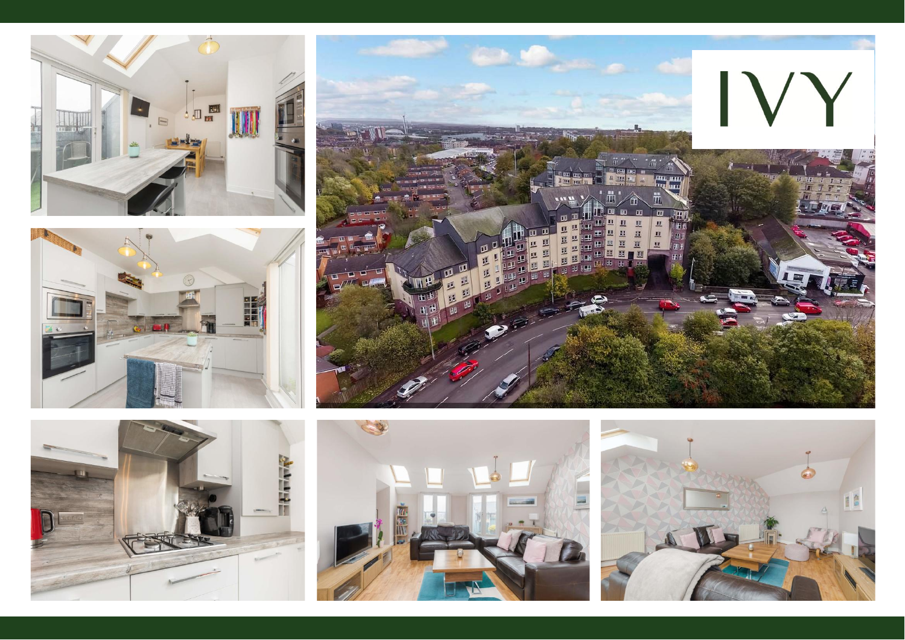IVY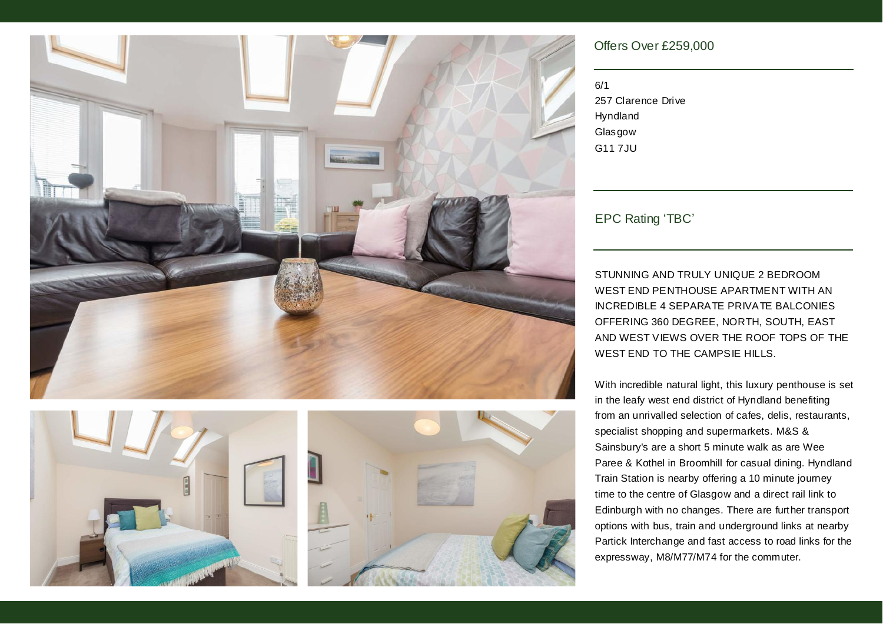Offers Over £259,000

6/1
257 Clarence Drive
Hyndland
Glasgow
G11 7JU

EPC Rating 'TBC'

STUNNING AND TRULY UNIQUE 2 BEDROOM WEST END PENTHOUSE APARTMENT WITH AN INCREDIBLE 4 SEPARATE PRIVATE BALCONIES OFFERING 360 DEGREE, NORTH, SOUTH, EAST AND WEST VIEWS OVER THE ROOF TOPS OF THE WEST END TO THE CAMPSIE HILLS.

With incredible natural light, this luxury penthouse is set in the leafy west end district of Hyndland benefiting from an unrivalled selection of cafes, delis, restaurants, specialist shopping and supermarkets. M&S & Sainsbury's are a short 5 minute walk as are Wee Paree & Kothel in Broomhill for casual dining. Hyndland Train Station is nearby offering a 10 minute journey time to the centre of Glasgow and a direct rail link to Edinburgh with no changes. There are further transport options with bus, train and underground links at nearby Partick Interchange and fast access to road links for the expressway, M8/M77/M74 for the commuter.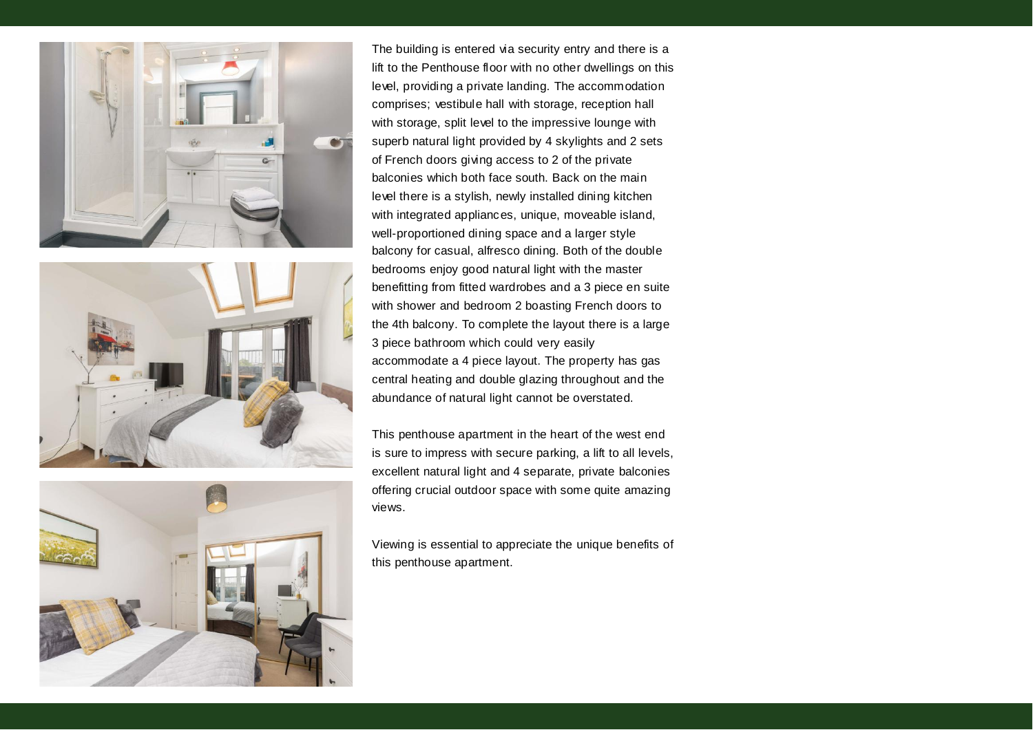The building is entered via security entry and there is a lift to the Penthouse floor with no other dwellings on this level, providing a private landing. The accommodation comprises; vestibule hall with storage, reception hall with storage, split level to the impressive lounge with superb natural light provided by 4 skylights and 2 sets of French doors giving access to 2 of the private balconies which both face south. Back on the main level there is a stylish, newly installed dining kitchen with integrated appliances, unique, moveable island, well-proportioned dining space and a larger style balcony for casual, alfresco dining. Both of the double bedrooms enjoy good natural light with the master benefitting from fitted wardrobes and a 3 piece en suite with shower and bedroom 2 boasting French doors to the 4th balcony. To complete the layout there is a large 3 piece bathroom which could very easily accommodate a 4 piece layout. The property has gas central heating and double glazing throughout and the abundance of natural light cannot be overstated.

This penthouse apartment in the heart of the west end is sure to impress with secure parking, a lift to all levels, excellent natural light and 4 separate, private balconies offering crucial outdoor space with some quite amazing views.

Viewing is essential to appreciate the unique benefits of this penthouse apartment.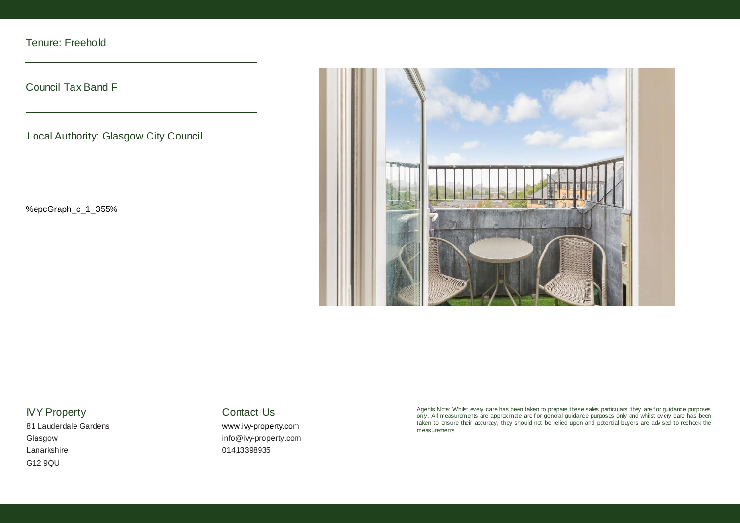Tenure: Freehold

Council Tax Band F

Local Authority: Glasgow City Council

%epcGraph_c_1_355%

## IVY Property

81 Lauderdale Gardens
Glasgow
Lanarkshire
G12 9QU

## Contact Us

www.ivy-property.com
info@ivy-property.com
01413398935

Agents Note: Whilst every care has been taken to prepare these sales particulars, they are for guidance purposes only. All measurements are approximate are for general guidance purposes only and whilst every care has been taken to ensure their accuracy, they should not be relied upon and potential buyers are advised to recheck the measurements